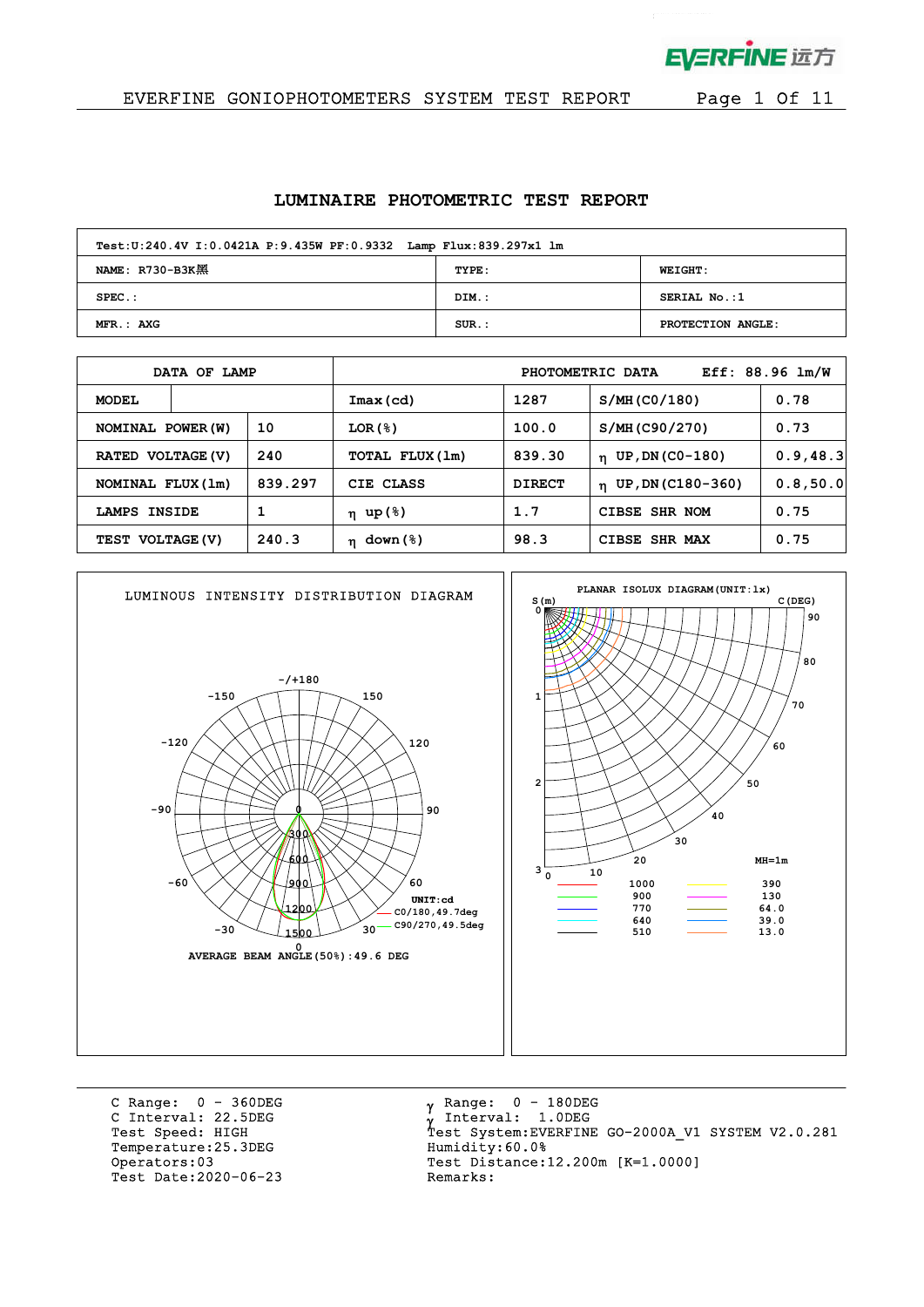EVERFINE GONIOPHOTOMETERS SYSTEM TEST REPORT

## LUMINAIRE PHOTOMETRIC TEST REPORT

| Test:U:240.4V I:0.0421A P:9.435W PF:0.9332 Lamp Flux:839.297x1 lm | | |
|---|---|---|
| NAME: R730-B3K黑 | TYPE: | WEIGHT: |
| SPEC.: | DIM.: | SERIAL No.:1 |
| MFR.: AXG | SUR.: | PROTECTION ANGLE: |

| DATA OF LAMP | | PHOTOMETRIC DATA | Eff: 88.96 lm/W | | |
|---|---|---|---|---|---|
| MODEL | | Imax(cd) | 1287 | S/MH(C0/180) | 0.78 |
| NOMINAL POWER(W) | 10 | LOR(%) | 100.0 | S/MH(C90/270) | 0.73 |
| RATED VOLTAGE(V) | 240 | TOTAL FLUX(lm) | 839.30 | η UP,DN(C0-180) | 0.9,48.3 |
| NOMINAL FLUX(lm) | 839.297 | CIE CLASS | DIRECT | η UP,DN(C180-360) | 0.8,50.0 |
| LAMPS INSIDE | 1 | η up(%) | 1.7 | CIBSE SHR NOM | 0.75 |
| TEST VOLTAGE(V) | 240.3 | η down(%) | 98.3 | CIBSE SHR MAX | 0.75 |

LUMINOUS INTENSITY DISTRIBUTION DIAGRAM

UNIT:cd
C0/180,49.7deg
C90/270,49.5deg

AVERAGE BEAM ANGLE(50%):49.6 DEG

PLANAR ISOLUX DIAGRAM(UNIT:lx)

MH=1m

| | | | |
|---|---|---|---|
| | 1000 | | 390 |
| | 900 | | 130 |
| | 770 | | 64.0 |
| | 640 | | 39.0 |
| | 510 | | 13.0 |

C Range: 0 - 360DEG
C Interval: 22.5DEG
Test Speed: HIGH
Temperature:25.3DEG
Operators:03
Test Date:2020-06-23

γ Range: 0 - 180DEG
γ Interval: 1.0DEG
Test System:EVERFINE GO-2000A_V1 SYSTEM V2.0.281
Humidity:60.0%
Test Distance:12.200m [K=1.0000]
Remarks: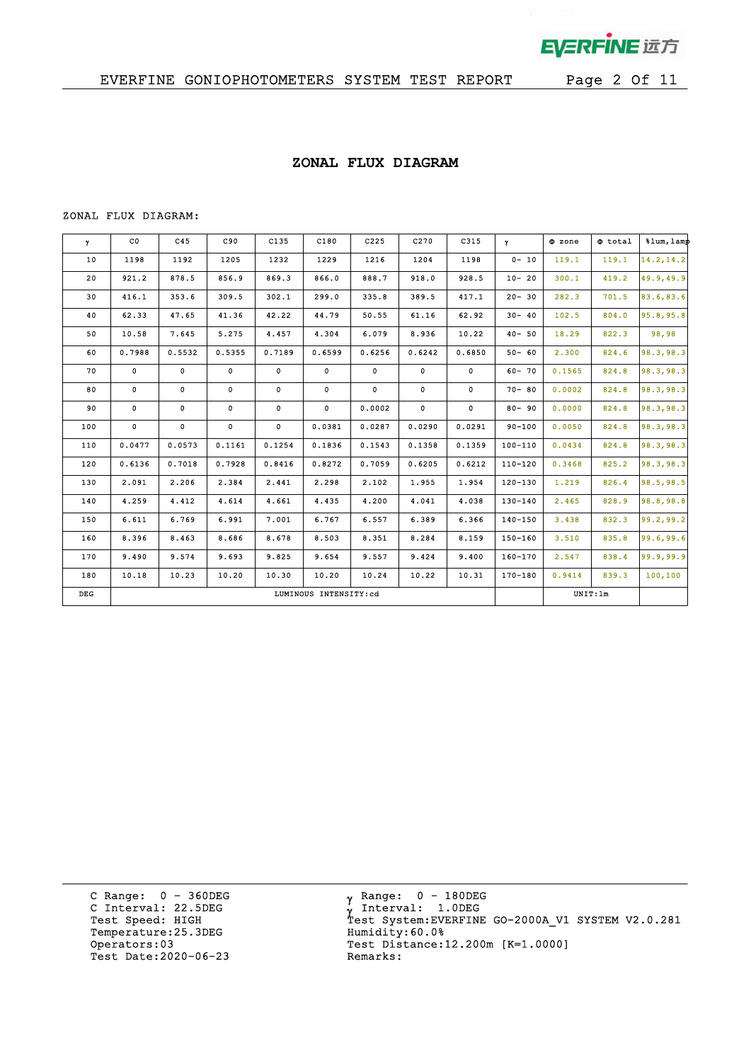## ZONAL FLUX DIAGRAM

ZONAL FLUX DIAGRAM:

| γ | C0 | C45 | C90 | C135 | C180 | C225 | C270 | C315 | γ | Φ zone | Φ total | %lum,lamp |
|---|---|---|---|---|---|---|---|---|---|---|---|---|
| 10 | 1198 | 1192 | 1205 | 1232 | 1229 | 1216 | 1204 | 1198 | 0- 10 | 119.1 | 119.1 | 14.2,14.2 |
| 20 | 921.2 | 878.5 | 856.9 | 869.3 | 866.0 | 888.7 | 918.0 | 928.5 | 10- 20 | 300.1 | 419.2 | 49.9,49.9 |
| 30 | 416.1 | 353.6 | 309.5 | 302.1 | 299.0 | 335.8 | 389.5 | 417.1 | 20- 30 | 282.3 | 701.5 | 83.6,83.6 |
| 40 | 62.33 | 47.65 | 41.36 | 42.22 | 44.79 | 50.55 | 61.16 | 62.92 | 30- 40 | 102.5 | 804.0 | 95.8,95.8 |
| 50 | 10.58 | 7.645 | 5.275 | 4.457 | 4.304 | 6.079 | 8.936 | 10.22 | 40- 50 | 18.29 | 822.3 | 98,98 |
| 60 | 0.7988 | 0.5532 | 0.5355 | 0.7189 | 0.6599 | 0.6256 | 0.6242 | 0.6850 | 50- 60 | 2.300 | 824.6 | 98.3,98.3 |
| 70 | 0 | 0 | 0 | 0 | 0 | 0 | 0 | 0 | 60- 70 | 0.1565 | 824.8 | 98.3,98.3 |
| 80 | 0 | 0 | 0 | 0 | 0 | 0 | 0 | 0 | 70- 80 | 0.0002 | 824.8 | 98.3,98.3 |
| 90 | 0 | 0 | 0 | 0 | 0 | 0.0002 | 0 | 0 | 80- 90 | 0.0000 | 824.8 | 98.3,98.3 |
| 100 | 0 | 0 | 0 | 0 | 0.0381 | 0.0287 | 0.0290 | 0.0291 | 90-100 | 0.0050 | 824.8 | 98.3,98.3 |
| 110 | 0.0477 | 0.0573 | 0.1161 | 0.1254 | 0.1836 | 0.1543 | 0.1358 | 0.1359 | 100-110 | 0.0434 | 824.8 | 98.3,98.3 |
| 120 | 0.6136 | 0.7018 | 0.7928 | 0.8416 | 0.8272 | 0.7059 | 0.6205 | 0.6212 | 110-120 | 0.3468 | 825.2 | 98.3,98.3 |
| 130 | 2.091 | 2.206 | 2.384 | 2.441 | 2.298 | 2.102 | 1.955 | 1.954 | 120-130 | 1.219 | 826.4 | 98.5,98.5 |
| 140 | 4.259 | 4.412 | 4.614 | 4.661 | 4.435 | 4.200 | 4.041 | 4.038 | 130-140 | 2.465 | 828.9 | 98.8,98.8 |
| 150 | 6.611 | 6.769 | 6.991 | 7.001 | 6.767 | 6.557 | 6.389 | 6.366 | 140-150 | 3.438 | 832.3 | 99.2,99.2 |
| 160 | 8.396 | 8.463 | 8.686 | 8.678 | 8.503 | 8.351 | 8.284 | 8.159 | 150-160 | 3.510 | 835.8 | 99.6,99.6 |
| 170 | 9.490 | 9.574 | 9.693 | 9.825 | 9.654 | 9.557 | 9.424 | 9.400 | 160-170 | 2.547 | 838.4 | 99.9,99.9 |
| 180 | 10.18 | 10.23 | 10.20 | 10.30 | 10.20 | 10.24 | 10.22 | 10.31 | 170-180 | 0.9414 | 839.3 | 100,100 |
| DEG | LUMINOUS INTENSITY:cd | | | | | | | | | UNIT:lm | | |

C Range: 0 - 360DEG
C Interval: 22.5DEG
Test Speed: HIGH
Temperature:25.3DEG
Operators:03
Test Date:2020-06-23

γ Range: 0 - 180DEG
γ Interval: 1.0DEG
Test System:EVERFINE GO-2000A_V1 SYSTEM V2.0.281
Humidity:60.0%
Test Distance:12.200m [K=1.0000]
Remarks: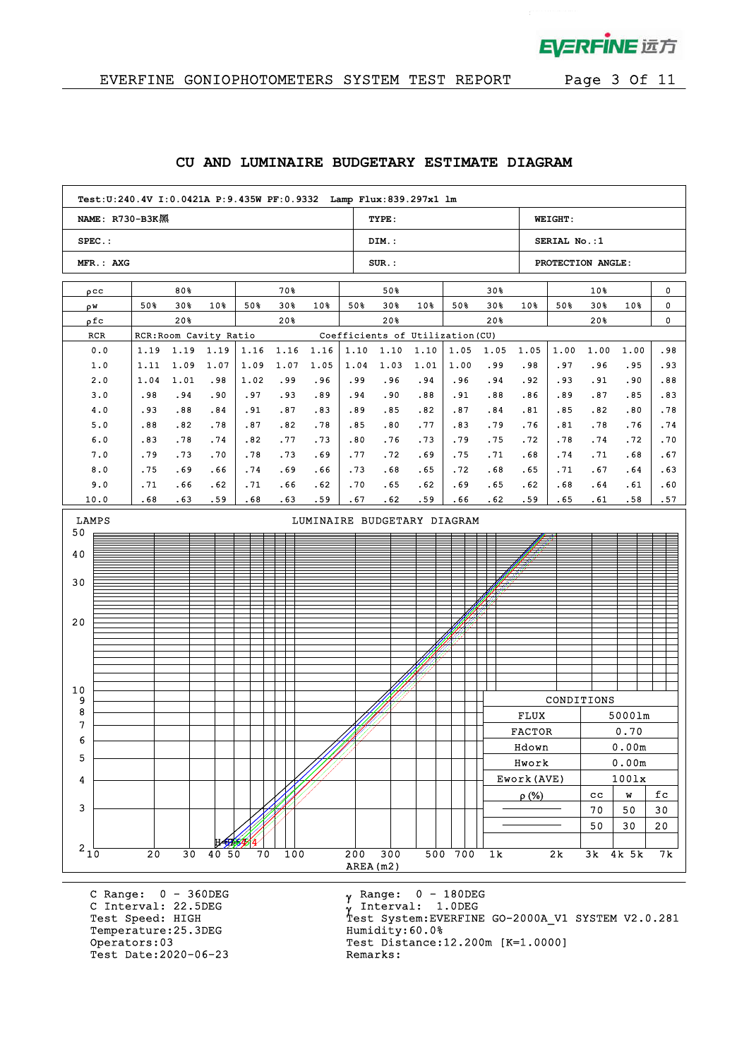## CU AND LUMINAIRE BUDGETARY ESTIMATE DIAGRAM

| Test:U:240.4V I:0.0421A P:9.435W PF:0.9332 Lamp Flux:839.297x1 lm | | |
|---|---|---|
| NAME: R730-B3K黑 | TYPE: | WEIGHT: |
| SPEC.: | DIM.: | SERIAL No.:1 |
| MFR.: AXG | SUR.: | PROTECTION ANGLE: |

| ρcc | 80% | | | 70% | | | 50% | | | 30% | | | 10% | | | 0 |
|---|---|---|---|---|---|---|---|---|---|---|---|---|---|---|---|---|
| ρw | 50% | 30% | 10% | 50% | 30% | 10% | 50% | 30% | 10% | 50% | 30% | 10% | 50% | 30% | 10% | 0 |
| ρfc | 20% | | | 20% | | | 20% | | | 20% | | | 20% | | | 0 |
| RCR | RCR:Room Cavity Ratio | | | | | | Coefficients of Utilization(CU) | | | | | | | | | |
| 0.0 | 1.19 | 1.19 | 1.19 | 1.16 | 1.16 | 1.16 | 1.10 | 1.10 | 1.10 | 1.05 | 1.05 | 1.05 | 1.00 | 1.00 | 1.00 | .98 |
| 1.0 | 1.11 | 1.09 | 1.07 | 1.09 | 1.07 | 1.05 | 1.04 | 1.03 | 1.01 | 1.00 | .99 | .98 | .97 | .96 | .95 | .93 |
| 2.0 | 1.04 | 1.01 | .98 | 1.02 | .99 | .96 | .99 | .96 | .94 | .96 | .94 | .92 | .93 | .91 | .90 | .88 |
| 3.0 | .98 | .94 | .90 | .97 | .93 | .89 | .94 | .90 | .88 | .91 | .88 | .86 | .89 | .87 | .85 | .83 |
| 4.0 | .93 | .88 | .84 | .91 | .87 | .83 | .89 | .85 | .82 | .87 | .84 | .81 | .85 | .82 | .80 | .78 |
| 5.0 | .88 | .82 | .78 | .87 | .82 | .78 | .85 | .80 | .77 | .83 | .79 | .76 | .81 | .78 | .76 | .74 |
| 6.0 | .83 | .78 | .74 | .82 | .77 | .73 | .80 | .76 | .73 | .79 | .75 | .72 | .78 | .74 | .72 | .70 |
| 7.0 | .79 | .73 | .70 | .78 | .73 | .69 | .77 | .72 | .69 | .75 | .71 | .68 | .74 | .71 | .68 | .67 |
| 8.0 | .75 | .69 | .66 | .74 | .69 | .66 | .73 | .68 | .65 | .72 | .68 | .65 | .71 | .67 | .64 | .63 |
| 9.0 | .71 | .66 | .62 | .71 | .66 | .62 | .70 | .65 | .62 | .69 | .65 | .62 | .68 | .64 | .61 | .60 |
| 10.0 | .68 | .63 | .59 | .68 | .63 | .59 | .67 | .62 | .59 | .66 | .62 | .59 | .65 | .61 | .58 | .57 |

LUMINAIRE BUDGETARY DIAGRAM

LAMPS (2–50) vs AREA (m2) (10–7k)

| CONDITIONS | | | |
|---|---|---|---|
| FLUX | 5000lm | | |
| FACTOR | 0.70 | | |
| Hdown | 0.00m | | |
| Hwork | 0.00m | | |
| Ework(AVE) | 100lx | | |
| ρ(%) | cc | w | fc |
| | 70 | 50 | 30 |
| | 50 | 30 | 20 |

C Range: 0 - 360DEG
C Interval: 22.5DEG
Test Speed: HIGH
Temperature:25.3DEG
Operators:03
Test Date:2020-06-23

γ Range: 0 - 180DEG
γ Interval: 1.0DEG
Test System:EVERFINE GO-2000A_V1 SYSTEM V2.0.281
Humidity:60.0%
Test Distance:12.200m [K=1.0000]
Remarks: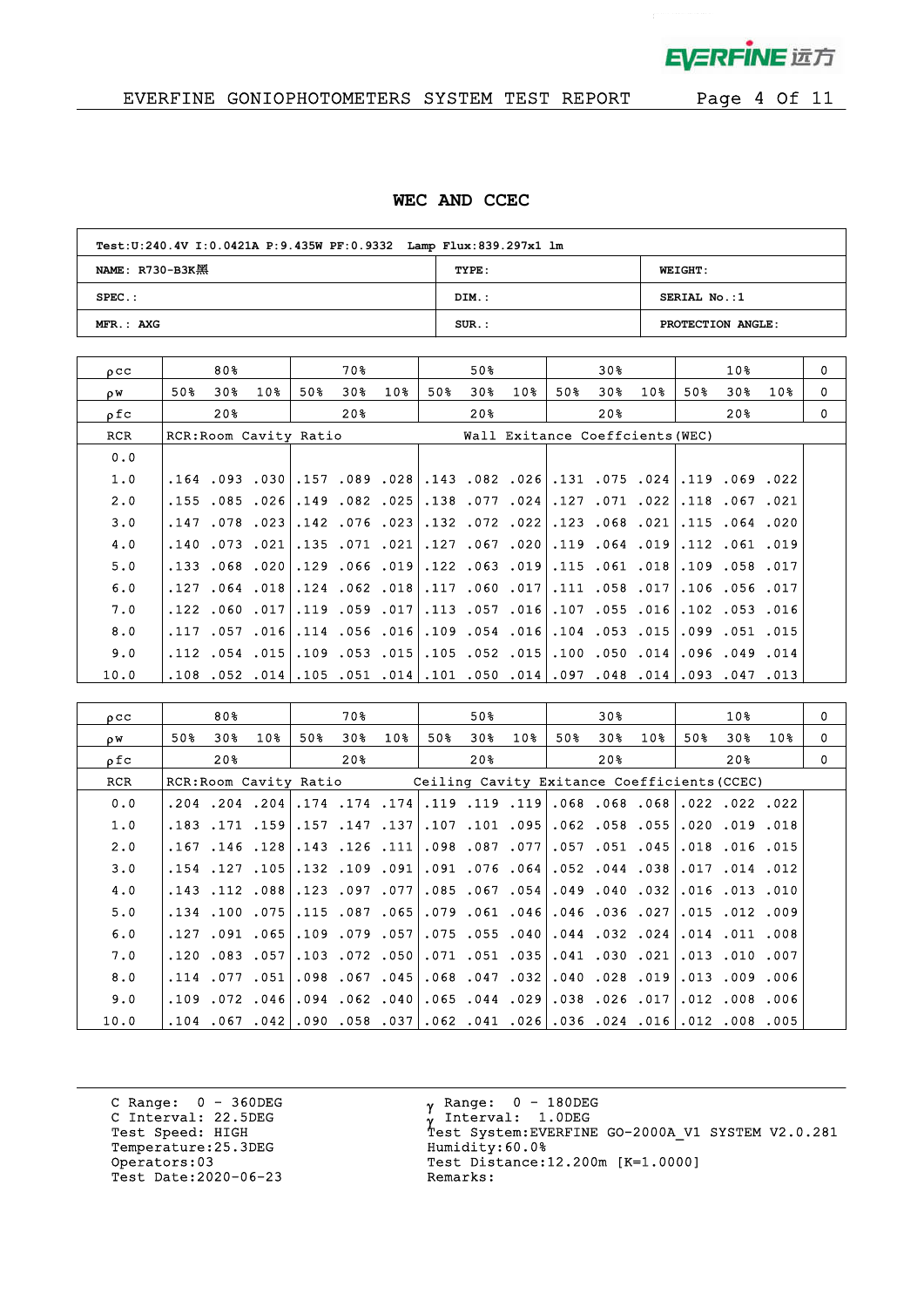# WEC AND CCEC

| Test:U:240.4V I:0.0421A P:9.435W PF:0.9332 Lamp Flux:839.297x1 lm | | |
|---|---|---|
| NAME: R730-B3K黑 | TYPE: | WEIGHT: |
| SPEC.: | DIM.: | SERIAL No.:1 |
| MFR.: AXG | SUR.: | PROTECTION ANGLE: |

| ρcc | 80% | | | 70% | | | 50% | | | 30% | | | 10% | | | 0 |
|---|---|---|---|---|---|---|---|---|---|---|---|---|---|---|---|---|
| ρw | 50% | 30% | 10% | 50% | 30% | 10% | 50% | 30% | 10% | 50% | 30% | 10% | 50% | 30% | 10% | 0 |
| ρfc | 20% | | | 20% | | | 20% | | | 20% | | | 20% | | | 0 |
| RCR | RCR:Room Cavity Ratio | | | | | | Wall Exitance Coeffcients(WEC) | | | | | | | | | |
| 0.0 | | | | | | | | | | | | | | | | |
| 1.0 | .164 | .093 | .030 | .157 | .089 | .028 | .143 | .082 | .026 | .131 | .075 | .024 | .119 | .069 | .022 | |
| 2.0 | .155 | .085 | .026 | .149 | .082 | .025 | .138 | .077 | .024 | .127 | .071 | .022 | .118 | .067 | .021 | |
| 3.0 | .147 | .078 | .023 | .142 | .076 | .023 | .132 | .072 | .022 | .123 | .068 | .021 | .115 | .064 | .020 | |
| 4.0 | .140 | .073 | .021 | .135 | .071 | .021 | .127 | .067 | .020 | .119 | .064 | .019 | .112 | .061 | .019 | |
| 5.0 | .133 | .068 | .020 | .129 | .066 | .019 | .122 | .063 | .019 | .115 | .061 | .018 | .109 | .058 | .017 | |
| 6.0 | .127 | .064 | .018 | .124 | .062 | .018 | .117 | .060 | .017 | .111 | .058 | .017 | .106 | .056 | .017 | |
| 7.0 | .122 | .060 | .017 | .119 | .059 | .017 | .113 | .057 | .016 | .107 | .055 | .016 | .102 | .053 | .016 | |
| 8.0 | .117 | .057 | .016 | .114 | .056 | .016 | .109 | .054 | .016 | .104 | .053 | .015 | .099 | .051 | .015 | |
| 9.0 | .112 | .054 | .015 | .109 | .053 | .015 | .105 | .052 | .015 | .100 | .050 | .014 | .096 | .049 | .014 | |
| 10.0 | .108 | .052 | .014 | .105 | .051 | .014 | .101 | .050 | .014 | .097 | .048 | .014 | .093 | .047 | .013 | |

| ρcc | 80% | | | 70% | | | 50% | | | 30% | | | 10% | | | 0 |
|---|---|---|---|---|---|---|---|---|---|---|---|---|---|---|---|---|
| ρw | 50% | 30% | 10% | 50% | 30% | 10% | 50% | 30% | 10% | 50% | 30% | 10% | 50% | 30% | 10% | 0 |
| ρfc | 20% | | | 20% | | | 20% | | | 20% | | | 20% | | | 0 |
| RCR | RCR:Room Cavity Ratio | | | | | | Ceiling Cavity Exitance Coefficients(CCEC) | | | | | | | | | |
| 0.0 | .204 | .204 | .204 | .174 | .174 | .174 | .119 | .119 | .119 | .068 | .068 | .068 | .022 | .022 | .022 | |
| 1.0 | .183 | .171 | .159 | .157 | .147 | .137 | .107 | .101 | .095 | .062 | .058 | .055 | .020 | .019 | .018 | |
| 2.0 | .167 | .146 | .128 | .143 | .126 | .111 | .098 | .087 | .077 | .057 | .051 | .045 | .018 | .016 | .015 | |
| 3.0 | .154 | .127 | .105 | .132 | .109 | .091 | .091 | .076 | .064 | .052 | .044 | .038 | .017 | .014 | .012 | |
| 4.0 | .143 | .112 | .088 | .123 | .097 | .077 | .085 | .067 | .054 | .049 | .040 | .032 | .016 | .013 | .010 | |
| 5.0 | .134 | .100 | .075 | .115 | .087 | .065 | .079 | .061 | .046 | .046 | .036 | .027 | .015 | .012 | .009 | |
| 6.0 | .127 | .091 | .065 | .109 | .079 | .057 | .075 | .055 | .040 | .044 | .032 | .024 | .014 | .011 | .008 | |
| 7.0 | .120 | .083 | .057 | .103 | .072 | .050 | .071 | .051 | .035 | .041 | .030 | .021 | .013 | .010 | .007 | |
| 8.0 | .114 | .077 | .051 | .098 | .067 | .045 | .068 | .047 | .032 | .040 | .028 | .019 | .013 | .009 | .006 | |
| 9.0 | .109 | .072 | .046 | .094 | .062 | .040 | .065 | .044 | .029 | .038 | .026 | .017 | .012 | .008 | .006 | |
| 10.0 | .104 | .067 | .042 | .090 | .058 | .037 | .062 | .041 | .026 | .036 | .024 | .016 | .012 | .008 | .005 | |

C Range: 0 - 360DEG
C Interval: 22.5DEG
Test Speed: HIGH
Temperature:25.3DEG
Operators:03
Test Date:2020-06-23

γ Range: 0 - 180DEG
γ Interval: 1.0DEG
Test System:EVERFINE GO-2000A_V1 SYSTEM V2.0.281
Humidity:60.0%
Test Distance:12.200m [K=1.0000]
Remarks: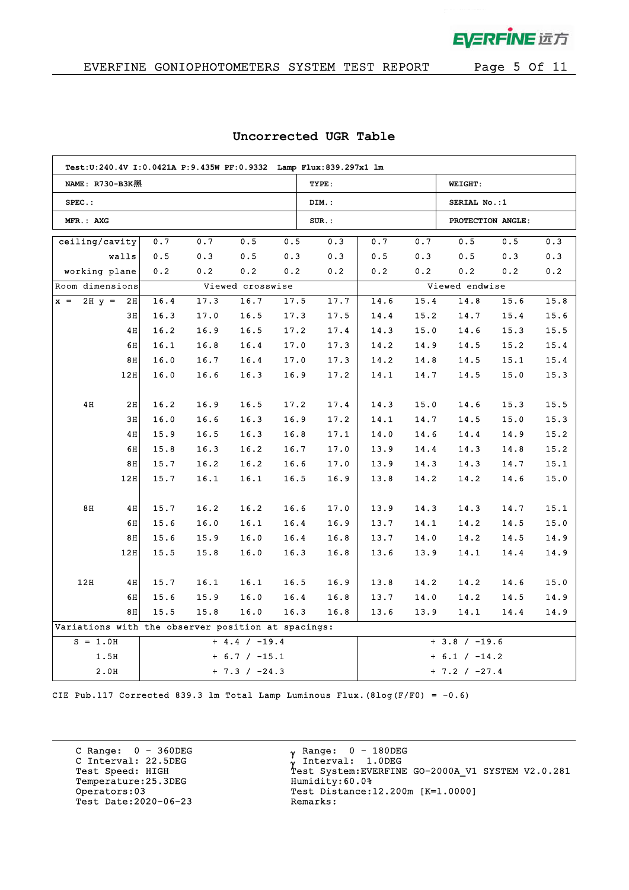## Uncorrected UGR Table

| Test:U:240.4V I:0.0421A P:9.435W PF:0.9332 Lamp Flux:839.297x1 lm | | |
|---|---|---|
| NAME: R730-B3K黑 | TYPE: | WEIGHT: |
| SPEC.: | DIM.: | SERIAL No.:1 |
| MFR.: AXG | SUR.: | PROTECTION ANGLE: |

| ceiling/cavity | 0.7 | 0.7 | 0.5 | 0.5 | 0.3 | 0.7 | 0.7 | 0.5 | 0.5 | 0.3 |
|---|---|---|---|---|---|---|---|---|---|---|
| walls | 0.5 | 0.3 | 0.5 | 0.3 | 0.3 | 0.5 | 0.3 | 0.5 | 0.3 | 0.3 |
| working plane | 0.2 | 0.2 | 0.2 | 0.2 | 0.2 | 0.2 | 0.2 | 0.2 | 0.2 | 0.2 |
| Room dimensions | Viewed crosswise | | | | | Viewed endwise | | | | |
| x = 2H y = 2H | 16.4 | 17.3 | 16.7 | 17.5 | 17.7 | 14.6 | 15.4 | 14.8 | 15.6 | 15.8 |
| 3H | 16.3 | 17.0 | 16.5 | 17.3 | 17.5 | 14.4 | 15.2 | 14.7 | 15.4 | 15.6 |
| 4H | 16.2 | 16.9 | 16.5 | 17.2 | 17.4 | 14.3 | 15.0 | 14.6 | 15.3 | 15.5 |
| 6H | 16.1 | 16.8 | 16.4 | 17.0 | 17.3 | 14.2 | 14.9 | 14.5 | 15.2 | 15.4 |
| 8H | 16.0 | 16.7 | 16.4 | 17.0 | 17.3 | 14.2 | 14.8 | 14.5 | 15.1 | 15.4 |
| 12H | 16.0 | 16.6 | 16.3 | 16.9 | 17.2 | 14.1 | 14.7 | 14.5 | 15.0 | 15.3 |
| 4H 2H | 16.2 | 16.9 | 16.5 | 17.2 | 17.4 | 14.3 | 15.0 | 14.6 | 15.3 | 15.5 |
| 3H | 16.0 | 16.6 | 16.3 | 16.9 | 17.2 | 14.1 | 14.7 | 14.5 | 15.0 | 15.3 |
| 4H | 15.9 | 16.5 | 16.3 | 16.8 | 17.1 | 14.0 | 14.6 | 14.4 | 14.9 | 15.2 |
| 6H | 15.8 | 16.3 | 16.2 | 16.7 | 17.0 | 13.9 | 14.4 | 14.3 | 14.8 | 15.2 |
| 8H | 15.7 | 16.2 | 16.2 | 16.6 | 17.0 | 13.9 | 14.3 | 14.3 | 14.7 | 15.1 |
| 12H | 15.7 | 16.1 | 16.1 | 16.5 | 16.9 | 13.8 | 14.2 | 14.2 | 14.6 | 15.0 |
| 8H 4H | 15.7 | 16.2 | 16.2 | 16.6 | 17.0 | 13.9 | 14.3 | 14.3 | 14.7 | 15.1 |
| 6H | 15.6 | 16.0 | 16.1 | 16.4 | 16.9 | 13.7 | 14.1 | 14.2 | 14.5 | 15.0 |
| 8H | 15.6 | 15.9 | 16.0 | 16.4 | 16.8 | 13.7 | 14.0 | 14.2 | 14.5 | 14.9 |
| 12H | 15.5 | 15.8 | 16.0 | 16.3 | 16.8 | 13.6 | 13.9 | 14.1 | 14.4 | 14.9 |
| 12H 4H | 15.7 | 16.1 | 16.1 | 16.5 | 16.9 | 13.8 | 14.2 | 14.2 | 14.6 | 15.0 |
| 6H | 15.6 | 15.9 | 16.0 | 16.4 | 16.8 | 13.7 | 14.0 | 14.2 | 14.5 | 14.9 |
| 8H | 15.5 | 15.8 | 16.0 | 16.3 | 16.8 | 13.6 | 13.9 | 14.1 | 14.4 | 14.9 |
| Variations with the observer position at spacings: | | | | | | | | | | |
| S = 1.0H | + 4.4 / -19.4 | | | | | + 3.8 / -19.6 | | | | |
| 1.5H | + 6.7 / -15.1 | | | | | + 6.1 / -14.2 | | | | |
| 2.0H | + 7.3 / -24.3 | | | | | + 7.2 / -27.4 | | | | |

CIE Pub.117 Corrected 839.3 lm Total Lamp Luminous Flux.(8log(F/F0) = -0.6)

C Range: 0 - 360DEG
C Interval: 22.5DEG
Test Speed: HIGH
Temperature:25.3DEG
Operators:03
Test Date:2020-06-23

γ Range: 0 - 180DEG
γ Interval: 1.0DEG
Test System:EVERFINE GO-2000A_V1 SYSTEM V2.0.281
Humidity:60.0%
Test Distance:12.200m [K=1.0000]
Remarks: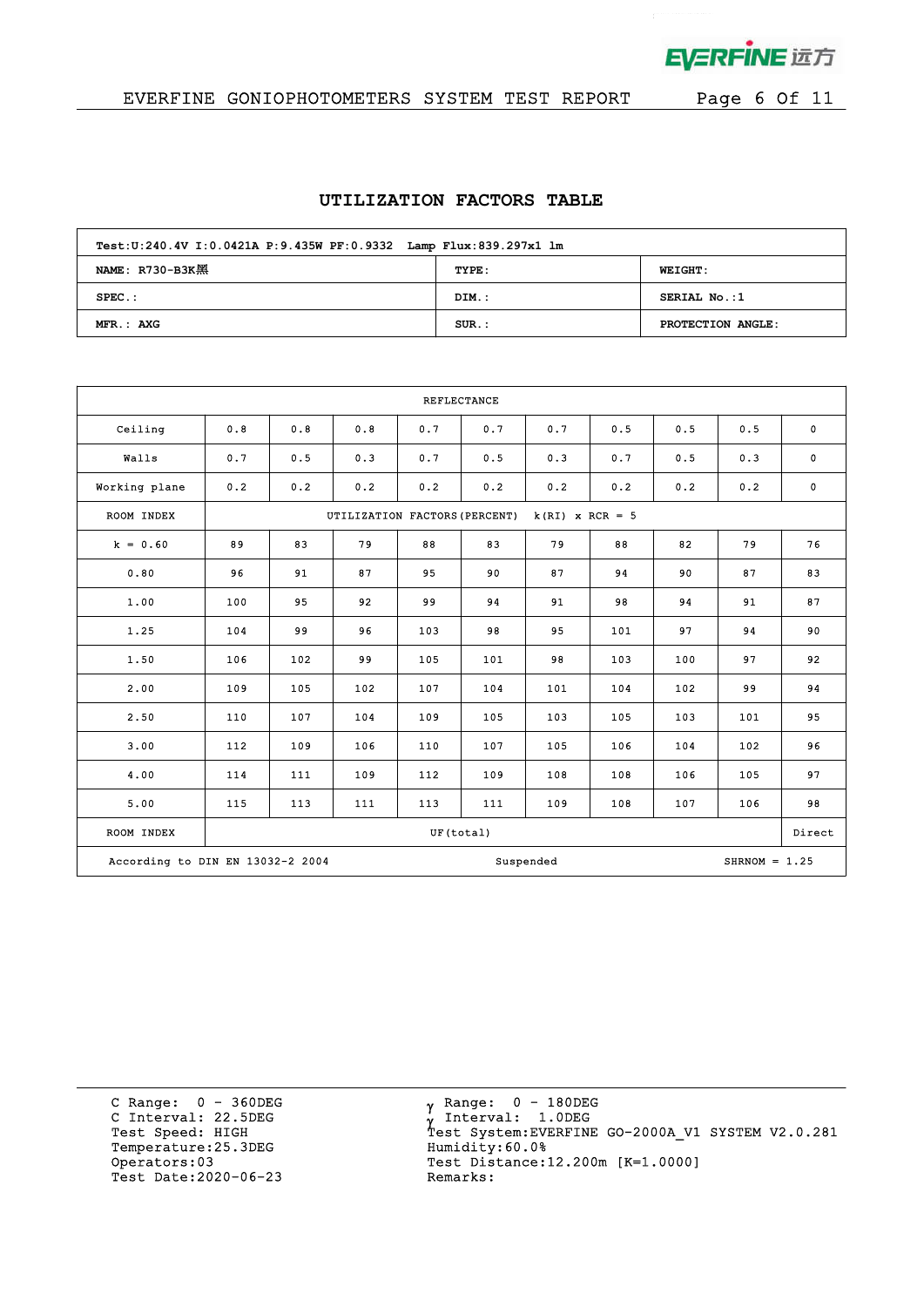## UTILIZATION FACTORS TABLE

| Test:U:240.4V I:0.0421A P:9.435W PF:0.9332 Lamp Flux:839.297x1 lm | | |
|---|---|---|
| NAME: R730-B3K黑 | TYPE: | WEIGHT: |
| SPEC.: | DIM.: | SERIAL No.:1 |
| MFR.: AXG | SUR.: | PROTECTION ANGLE: |

| REFLECTANCE | | | | | | | | | | |
|---|---|---|---|---|---|---|---|---|---|---|
| Ceiling | 0.8 | 0.8 | 0.8 | 0.7 | 0.7 | 0.7 | 0.5 | 0.5 | 0.5 | 0 |
| Walls | 0.7 | 0.5 | 0.3 | 0.7 | 0.5 | 0.3 | 0.7 | 0.5 | 0.3 | 0 |
| Working plane | 0.2 | 0.2 | 0.2 | 0.2 | 0.2 | 0.2 | 0.2 | 0.2 | 0.2 | 0 |
| ROOM INDEX | UTILIZATION FACTORS(PERCENT) k(RI) x RCR = 5 | | | | | | | | | |
| k = 0.60 | 89 | 83 | 79 | 88 | 83 | 79 | 88 | 82 | 79 | 76 |
| 0.80 | 96 | 91 | 87 | 95 | 90 | 87 | 94 | 90 | 87 | 83 |
| 1.00 | 100 | 95 | 92 | 99 | 94 | 91 | 98 | 94 | 91 | 87 |
| 1.25 | 104 | 99 | 96 | 103 | 98 | 95 | 101 | 97 | 94 | 90 |
| 1.50 | 106 | 102 | 99 | 105 | 101 | 98 | 103 | 100 | 97 | 92 |
| 2.00 | 109 | 105 | 102 | 107 | 104 | 101 | 104 | 102 | 99 | 94 |
| 2.50 | 110 | 107 | 104 | 109 | 105 | 103 | 105 | 103 | 101 | 95 |
| 3.00 | 112 | 109 | 106 | 110 | 107 | 105 | 106 | 104 | 102 | 96 |
| 4.00 | 114 | 111 | 109 | 112 | 109 | 108 | 108 | 106 | 105 | 97 |
| 5.00 | 115 | 113 | 111 | 113 | 111 | 109 | 108 | 107 | 106 | 98 |
| ROOM INDEX | UF(total) | | | | | | | | | Direct |
| According to DIN EN 13032-2 2004 | | | | Suspended | | | | | SHRNOM = 1.25 | |

C Range: 0 - 360DEG
C Interval: 22.5DEG
Test Speed: HIGH
Temperature:25.3DEG
Operators:03
Test Date:2020-06-23

γ Range: 0 - 180DEG
γ Interval: 1.0DEG
Test System:EVERFINE GO-2000A_V1 SYSTEM V2.0.281
Humidity:60.0%
Test Distance:12.200m [K=1.0000]
Remarks: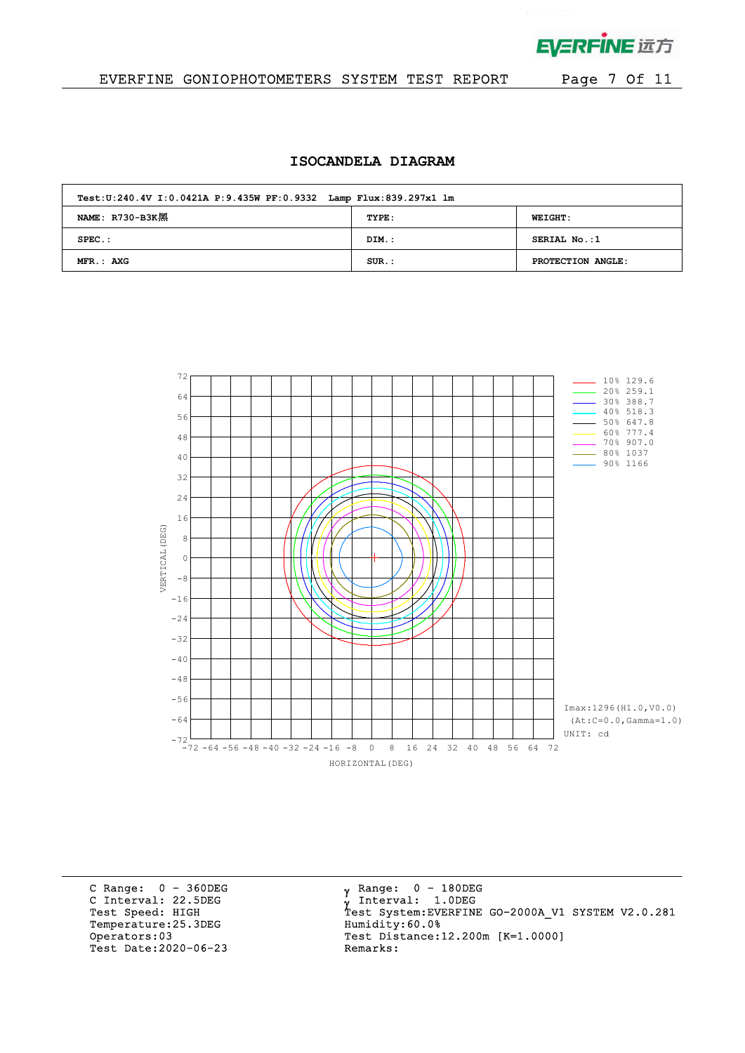# ISOCANDELA DIAGRAM

| Test:U:240.4V I:0.0421A P:9.435W PF:0.9332 Lamp Flux:839.297x1 lm | | |
|---|---|---|
| NAME: R730-B3K黑 | TYPE: | WEIGHT: |
| SPEC.: | DIM.: | SERIAL No.:1 |
| MFR.: AXG | SUR.: | PROTECTION ANGLE: |

VERTICAL(DEG)

HORIZONTAL(DEG)

| Level | cd |
|---|---|
| 10% | 129.6 |
| 20% | 259.1 |
| 30% | 388.7 |
| 40% | 518.3 |
| 50% | 647.8 |
| 60% | 777.4 |
| 70% | 907.0 |
| 80% | 1037 |
| 90% | 1166 |

Imax:1296(H1.0,V0.0)
(At:C=0.0,Gamma=1.0)
UNIT: cd

C Range: 0 - 360DEG
C Interval: 22.5DEG
Test Speed: HIGH
Temperature:25.3DEG
Operators:03
Test Date:2020-06-23

γ Range: 0 - 180DEG
γ Interval: 1.0DEG
Test System:EVERFINE GO-2000A_V1 SYSTEM V2.0.281
Humidity:60.0%
Test Distance:12.200m [K=1.0000]
Remarks: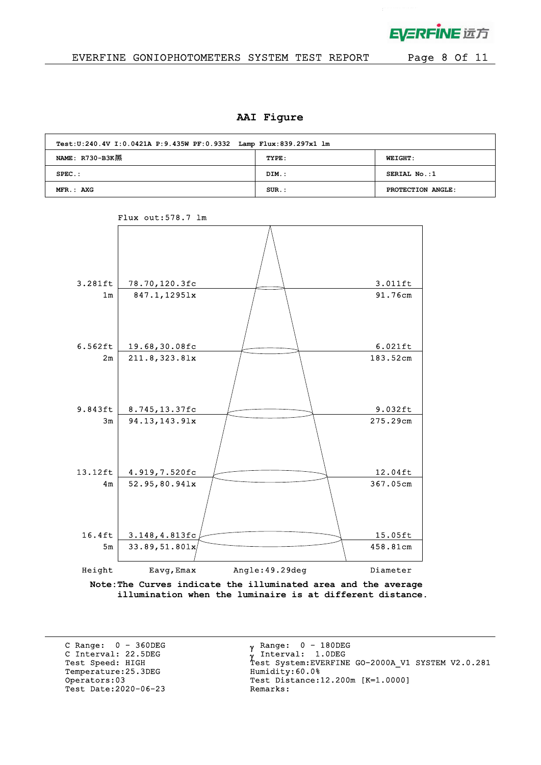## AAI Figure

| Test:U:240.4V I:0.0421A P:9.435W PF:0.9332 Lamp Flux:839.297x1 lm | | |
|---|---|---|
| NAME: R730-B3K黑 | TYPE: | WEIGHT: |
| SPEC.: | DIM.: | SERIAL No.:1 |
| MFR.: AXG | SUR.: | PROTECTION ANGLE: |

Flux out:578.7 lm

| Height | Eavg,Emax | Diameter |
|---|---|---|
| 3.281ft / 1m | 78.70,120.3fc / 847.1,1295lx | 3.011ft / 91.76cm |
| 6.562ft / 2m | 19.68,30.08fc / 211.8,323.8lx | 6.021ft / 183.52cm |
| 9.843ft / 3m | 8.745,13.37fc / 94.13,143.9lx | 9.032ft / 275.29cm |
| 13.12ft / 4m | 4.919,7.520fc / 52.95,80.94lx | 12.04ft / 367.05cm |
| 16.4ft / 5m | 3.148,4.813fc / 33.89,51.80lx | 15.05ft / 458.81cm |

Angle:49.29deg

**Note:The Curves indicate the illuminated area and the average illumination when the luminaire is at different distance.**

C Range: 0 - 360DEG
C Interval: 22.5DEG
Test Speed: HIGH
Temperature:25.3DEG
Operators:03
Test Date:2020-06-23

$\gamma$ Range: 0 - 180DEG
$\gamma$ Interval: 1.0DEG
Test System:EVERFINE GO-2000A_V1 SYSTEM V2.0.281
Humidity:60.0%
Test Distance:12.200m [K=1.0000]
Remarks: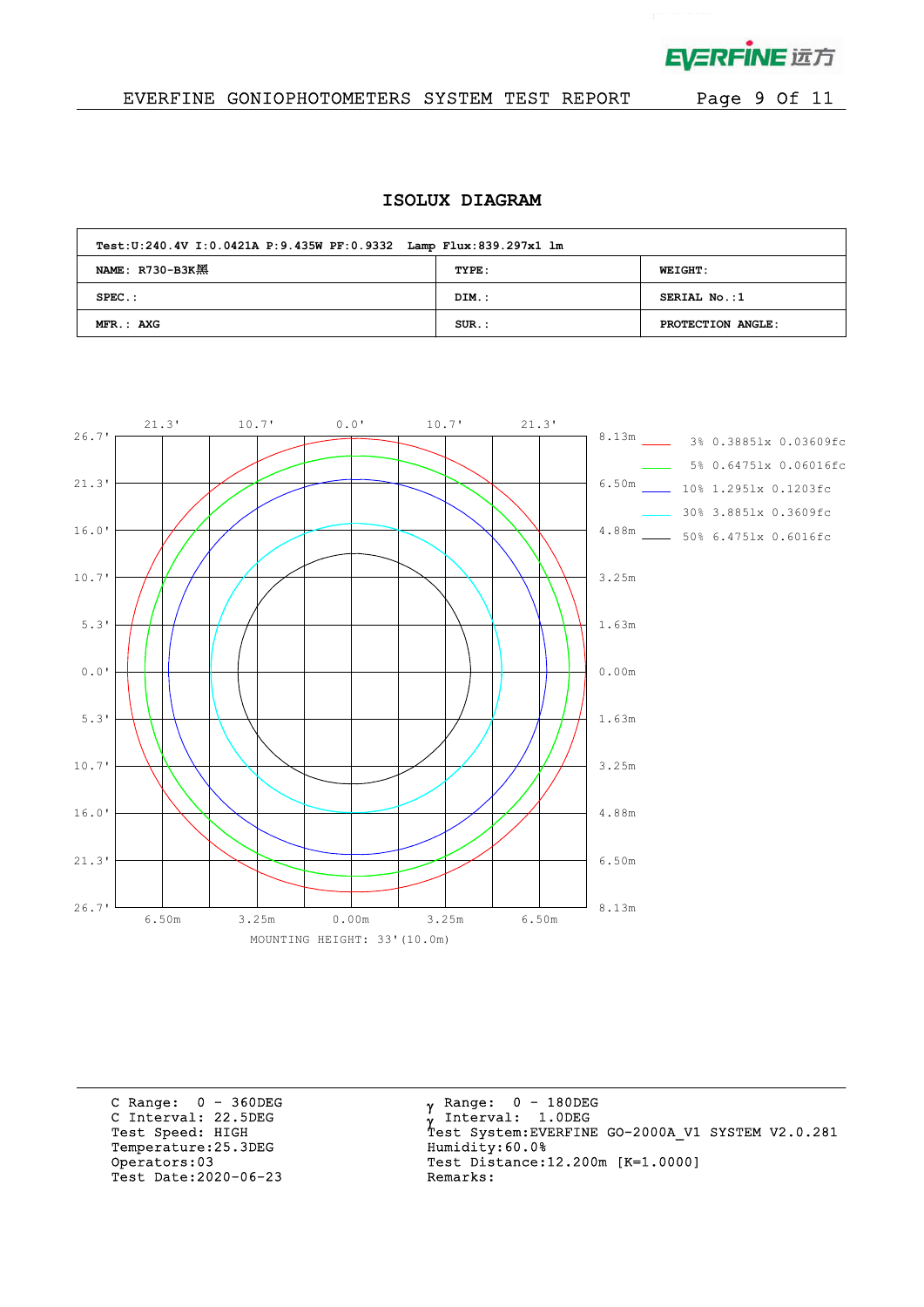## ISOLUX DIAGRAM

| Test:U:240.4V I:0.0421A P:9.435W PF:0.9332 Lamp Flux:839.297x1 lm | | |
|---|---|---|
| NAME: R730-B3K黑 | TYPE: | WEIGHT: |
| SPEC.: | DIM.: | SERIAL No.:1 |
| MFR.: AXG | SUR.: | PROTECTION ANGLE: |

21.3' 10.7' 0.0' 10.7' 21.3'

26.7' 21.3' 16.0' 10.7' 5.3' 0.0' 5.3' 10.7' 16.0' 21.3' 26.7'

8.13m 6.50m 4.88m 3.25m 1.63m 0.00m 1.63m 3.25m 4.88m 6.50m 8.13m

6.50m 3.25m 0.00m 3.25m 6.50m

MOUNTING HEIGHT: 33'(10.0m)

- 3% 0.3885lx 0.03609fc
- 5% 0.6475lx 0.06016fc
- 10% 1.295lx 0.1203fc
- 30% 3.885lx 0.3609fc
- 50% 6.475lx 0.6016fc

C Range: 0 - 360DEG
C Interval: 22.5DEG
Test Speed: HIGH
Temperature:25.3DEG
Operators:03
Test Date:2020-06-23

γ Range: 0 - 180DEG
γ Interval: 1.0DEG
Test System:EVERFINE GO-2000A_V1 SYSTEM V2.0.281
Humidity:60.0%
Test Distance:12.200m [K=1.0000]
Remarks: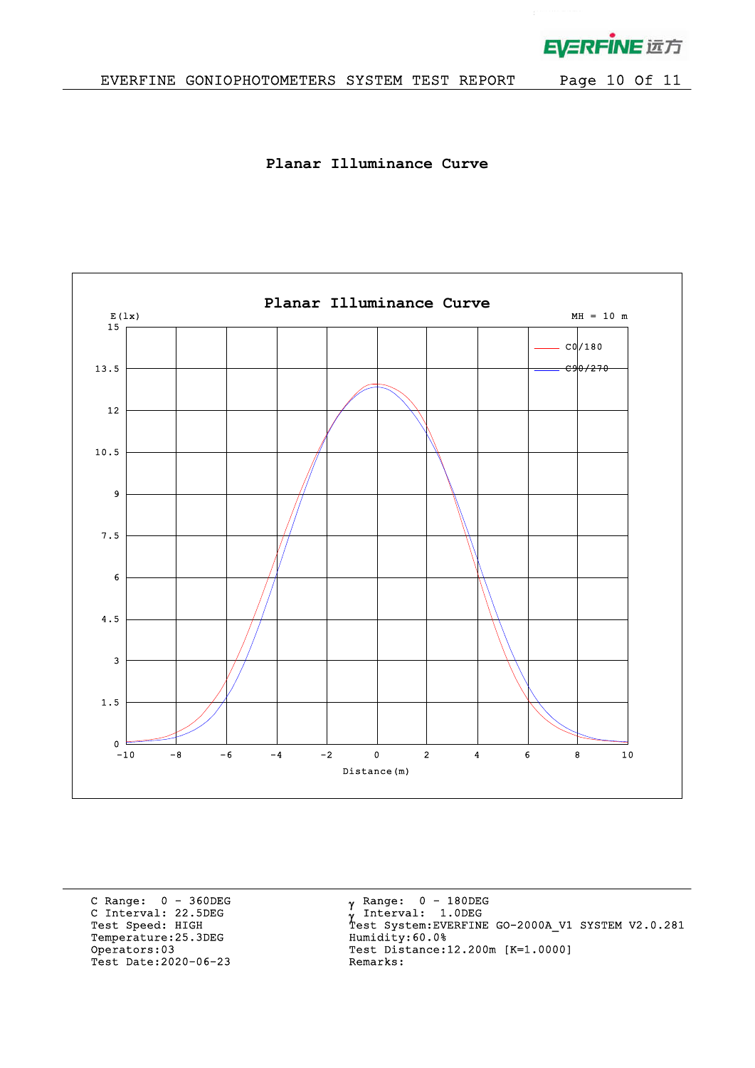# Planar Illuminance Curve

**Planar Illuminance Curve**

E(lx) MH = 10 m

C0/180
C90/270

Distance(m)

| C Range: 0 - 360DEG | γ Range: 0 - 180DEG |
|---|---|
| C Interval: 22.5DEG | γ Interval: 1.0DEG |
| Test Speed: HIGH | Test System:EVERFINE GO-2000A_V1 SYSTEM V2.0.281 |
| Temperature:25.3DEG | Humidity:60.0% |
| Operators:03 | Test Distance:12.200m [K=1.0000] |
| Test Date:2020-06-23 | Remarks: |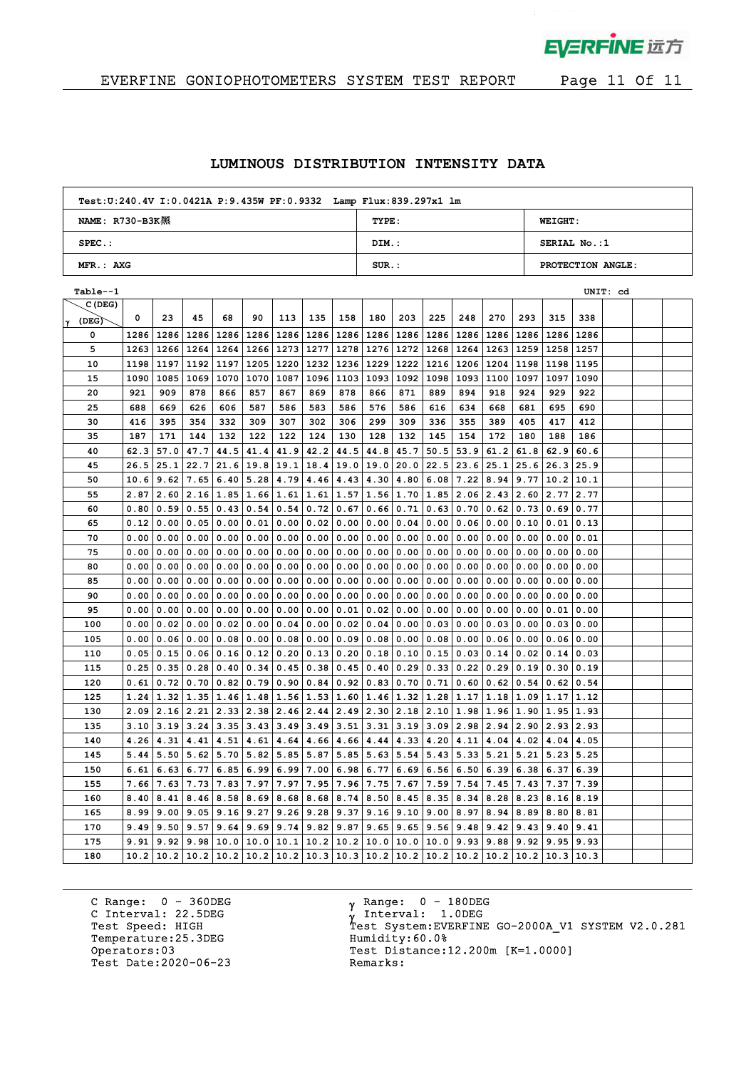## LUMINOUS DISTRIBUTION INTENSITY DATA

| Test:U:240.4V I:0.0421A P:9.435W PF:0.9332 Lamp Flux:839.297x1 lm | | |
|---|---|---|
| NAME: R730-B3K黑 | TYPE: | WEIGHT: |
| SPEC.: | DIM.: | SERIAL No.:1 |
| MFR.: AXG | SUR.: | PROTECTION ANGLE: |

Table--1 UNIT: cd

| γ (DEG) \ C (DEG) | 0 | 23 | 45 | 68 | 90 | 113 | 135 | 158 | 180 | 203 | 225 | 248 | 270 | 293 | 315 | 338 | | | |
|---|---|---|---|---|---|---|---|---|---|---|---|---|---|---|---|---|---|---|---|
| 0 | 1286 | 1286 | 1286 | 1286 | 1286 | 1286 | 1286 | 1286 | 1286 | 1286 | 1286 | 1286 | 1286 | 1286 | 1286 | 1286 | | | |
| 5 | 1263 | 1266 | 1264 | 1264 | 1266 | 1273 | 1277 | 1278 | 1276 | 1272 | 1268 | 1264 | 1263 | 1259 | 1258 | 1257 | | | |
| 10 | 1198 | 1197 | 1192 | 1197 | 1205 | 1220 | 1232 | 1236 | 1229 | 1222 | 1216 | 1206 | 1204 | 1198 | 1198 | 1195 | | | |
| 15 | 1090 | 1085 | 1069 | 1070 | 1070 | 1087 | 1096 | 1103 | 1093 | 1092 | 1098 | 1093 | 1100 | 1097 | 1097 | 1090 | | | |
| 20 | 921 | 909 | 878 | 866 | 857 | 867 | 869 | 878 | 866 | 871 | 889 | 894 | 918 | 924 | 929 | 922 | | | |
| 25 | 688 | 669 | 626 | 606 | 587 | 586 | 583 | 586 | 576 | 586 | 616 | 634 | 668 | 681 | 695 | 690 | | | |
| 30 | 416 | 395 | 354 | 332 | 309 | 307 | 302 | 306 | 299 | 309 | 336 | 355 | 389 | 405 | 417 | 412 | | | |
| 35 | 187 | 171 | 144 | 132 | 122 | 122 | 124 | 130 | 128 | 132 | 145 | 154 | 172 | 180 | 188 | 186 | | | |
| 40 | 62.3 | 57.0 | 47.7 | 44.5 | 41.4 | 41.9 | 42.2 | 44.5 | 44.8 | 45.7 | 50.5 | 53.9 | 61.2 | 61.8 | 62.9 | 60.6 | | | |
| 45 | 26.5 | 25.1 | 22.7 | 21.6 | 19.8 | 19.1 | 18.4 | 19.0 | 19.0 | 20.0 | 22.5 | 23.6 | 25.1 | 25.6 | 26.3 | 25.9 | | | |
| 50 | 10.6 | 9.62 | 7.65 | 6.40 | 5.28 | 4.79 | 4.46 | 4.43 | 4.30 | 4.80 | 6.08 | 7.22 | 8.94 | 9.77 | 10.2 | 10.1 | | | |
| 55 | 2.87 | 2.60 | 2.16 | 1.85 | 1.66 | 1.61 | 1.61 | 1.57 | 1.56 | 1.70 | 1.85 | 2.06 | 2.43 | 2.60 | 2.77 | 2.77 | | | |
| 60 | 0.80 | 0.59 | 0.55 | 0.43 | 0.54 | 0.54 | 0.72 | 0.67 | 0.66 | 0.71 | 0.63 | 0.70 | 0.62 | 0.73 | 0.69 | 0.77 | | | |
| 65 | 0.12 | 0.00 | 0.05 | 0.00 | 0.00 | 0.01 | 0.02 | 0.00 | 0.00 | 0.04 | 0.00 | 0.06 | 0.00 | 0.10 | 0.01 | 0.13 | | | |
| 70 | 0.00 | 0.00 | 0.00 | 0.00 | 0.00 | 0.00 | 0.00 | 0.00 | 0.00 | 0.00 | 0.00 | 0.00 | 0.00 | 0.00 | 0.00 | 0.01 | | | |
| 75 | 0.00 | 0.00 | 0.00 | 0.00 | 0.00 | 0.00 | 0.00 | 0.00 | 0.00 | 0.00 | 0.00 | 0.00 | 0.00 | 0.00 | 0.00 | 0.00 | | | |
| 80 | 0.00 | 0.00 | 0.00 | 0.00 | 0.00 | 0.00 | 0.00 | 0.00 | 0.00 | 0.00 | 0.00 | 0.00 | 0.00 | 0.00 | 0.00 | 0.00 | | | |
| 85 | 0.00 | 0.00 | 0.00 | 0.00 | 0.00 | 0.00 | 0.00 | 0.00 | 0.00 | 0.00 | 0.00 | 0.00 | 0.00 | 0.00 | 0.00 | 0.00 | | | |
| 90 | 0.00 | 0.00 | 0.00 | 0.00 | 0.00 | 0.00 | 0.00 | 0.00 | 0.00 | 0.00 | 0.00 | 0.00 | 0.00 | 0.00 | 0.00 | 0.00 | | | |
| 95 | 0.00 | 0.00 | 0.00 | 0.00 | 0.00 | 0.00 | 0.00 | 0.01 | 0.02 | 0.00 | 0.00 | 0.00 | 0.00 | 0.00 | 0.01 | 0.00 | | | |
| 100 | 0.00 | 0.02 | 0.00 | 0.02 | 0.00 | 0.04 | 0.00 | 0.02 | 0.04 | 0.00 | 0.03 | 0.00 | 0.03 | 0.00 | 0.03 | 0.00 | | | |
| 105 | 0.00 | 0.06 | 0.00 | 0.08 | 0.00 | 0.08 | 0.00 | 0.09 | 0.08 | 0.00 | 0.08 | 0.00 | 0.06 | 0.00 | 0.06 | 0.00 | | | |
| 110 | 0.05 | 0.15 | 0.06 | 0.16 | 0.12 | 0.20 | 0.13 | 0.20 | 0.18 | 0.10 | 0.15 | 0.03 | 0.14 | 0.02 | 0.14 | 0.03 | | | |
| 115 | 0.25 | 0.35 | 0.28 | 0.40 | 0.34 | 0.45 | 0.38 | 0.45 | 0.40 | 0.29 | 0.33 | 0.22 | 0.29 | 0.19 | 0.30 | 0.19 | | | |
| 120 | 0.61 | 0.72 | 0.70 | 0.82 | 0.79 | 0.90 | 0.84 | 0.92 | 0.83 | 0.70 | 0.71 | 0.60 | 0.62 | 0.54 | 0.62 | 0.54 | | | |
| 125 | 1.24 | 1.32 | 1.35 | 1.46 | 1.48 | 1.56 | 1.53 | 1.60 | 1.46 | 1.32 | 1.28 | 1.17 | 1.18 | 1.09 | 1.17 | 1.12 | | | |
| 130 | 2.09 | 2.16 | 2.21 | 2.33 | 2.38 | 2.46 | 2.44 | 2.49 | 2.30 | 2.18 | 2.10 | 1.98 | 1.96 | 1.90 | 1.95 | 1.93 | | | |
| 135 | 3.10 | 3.19 | 3.24 | 3.35 | 3.43 | 3.49 | 3.49 | 3.51 | 3.31 | 3.19 | 3.09 | 2.98 | 2.94 | 2.90 | 2.93 | 2.93 | | | |
| 140 | 4.26 | 4.31 | 4.41 | 4.51 | 4.61 | 4.64 | 4.66 | 4.66 | 4.44 | 4.33 | 4.20 | 4.11 | 4.04 | 4.02 | 4.04 | 4.05 | | | |
| 145 | 5.44 | 5.50 | 5.62 | 5.70 | 5.82 | 5.85 | 5.87 | 5.85 | 5.63 | 5.54 | 5.43 | 5.33 | 5.21 | 5.21 | 5.23 | 5.25 | | | |
| 150 | 6.61 | 6.63 | 6.77 | 6.85 | 6.99 | 6.99 | 7.00 | 6.98 | 6.77 | 6.69 | 6.56 | 6.50 | 6.39 | 6.38 | 6.37 | 6.39 | | | |
| 155 | 7.66 | 7.63 | 7.73 | 7.83 | 7.97 | 7.97 | 7.95 | 7.96 | 7.75 | 7.67 | 7.59 | 7.54 | 7.45 | 7.43 | 7.37 | 7.39 | | | |
| 160 | 8.40 | 8.41 | 8.46 | 8.58 | 8.69 | 8.68 | 8.68 | 8.74 | 8.50 | 8.45 | 8.35 | 8.34 | 8.28 | 8.23 | 8.16 | 8.19 | | | |
| 165 | 8.99 | 9.00 | 9.05 | 9.16 | 9.27 | 9.26 | 9.28 | 9.37 | 9.16 | 9.10 | 9.00 | 8.97 | 8.94 | 8.89 | 8.80 | 8.81 | | | |
| 170 | 9.49 | 9.50 | 9.57 | 9.64 | 9.69 | 9.74 | 9.82 | 9.87 | 9.65 | 9.65 | 9.56 | 9.48 | 9.42 | 9.43 | 9.40 | 9.41 | | | |
| 175 | 9.91 | 9.92 | 9.98 | 10.0 | 10.0 | 10.1 | 10.2 | 10.2 | 10.0 | 10.0 | 10.0 | 9.93 | 9.88 | 9.92 | 9.95 | 9.93 | | | |
| 180 | 10.2 | 10.2 | 10.2 | 10.2 | 10.2 | 10.2 | 10.3 | 10.3 | 10.2 | 10.2 | 10.2 | 10.2 | 10.2 | 10.2 | 10.3 | 10.3 | | | |

C Range: 0 - 360DEG
C Interval: 22.5DEG
Test Speed: HIGH
Temperature:25.3DEG
Operators:03
Test Date:2020-06-23

γ Range: 0 - 180DEG
γ Interval: 1.0DEG
Test System:EVERFINE GO-2000A_V1 SYSTEM V2.0.281
Humidity:60.0%
Test Distance:12.200m [K=1.0000]
Remarks: